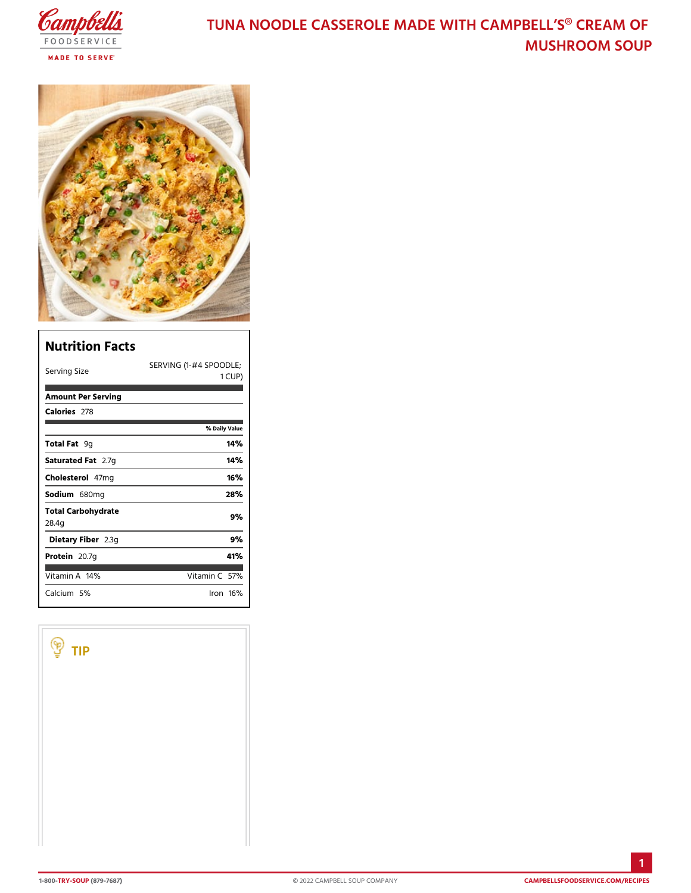# TUNA NOODLE CASSEROLE MADE WITH CAMPBELL'S® CREAM OF MUSHROOM SOUP

## Nutrition Facts

| | |
|---|---|
| Serving Size | SERVING (1-#4 SPOODLE; 1 CUP) |
| **Amount Per Serving** | |
| **Calories** 278 | |
| | **% Daily Value** |
| **Total Fat** 9g | **14%** |
| **Saturated Fat** 2.7g | **14%** |
| **Cholesterol** 47mg | **16%** |
| **Sodium** 680mg | **28%** |
| **Total Carbohydrate** 28.4g | **9%** |
| **Dietary Fiber** 2.3g | **9%** |
| **Protein** 20.7g | **41%** |
| Vitamin A 14% | Vitamin C 57% |
| Calcium 5% | Iron 16% |

## TIP

1-800-TRY-SOUP (879-7687) © 2022 CAMPBELL SOUP COMPANY CAMPBELLSFOODSERVICE.COM/RECIPES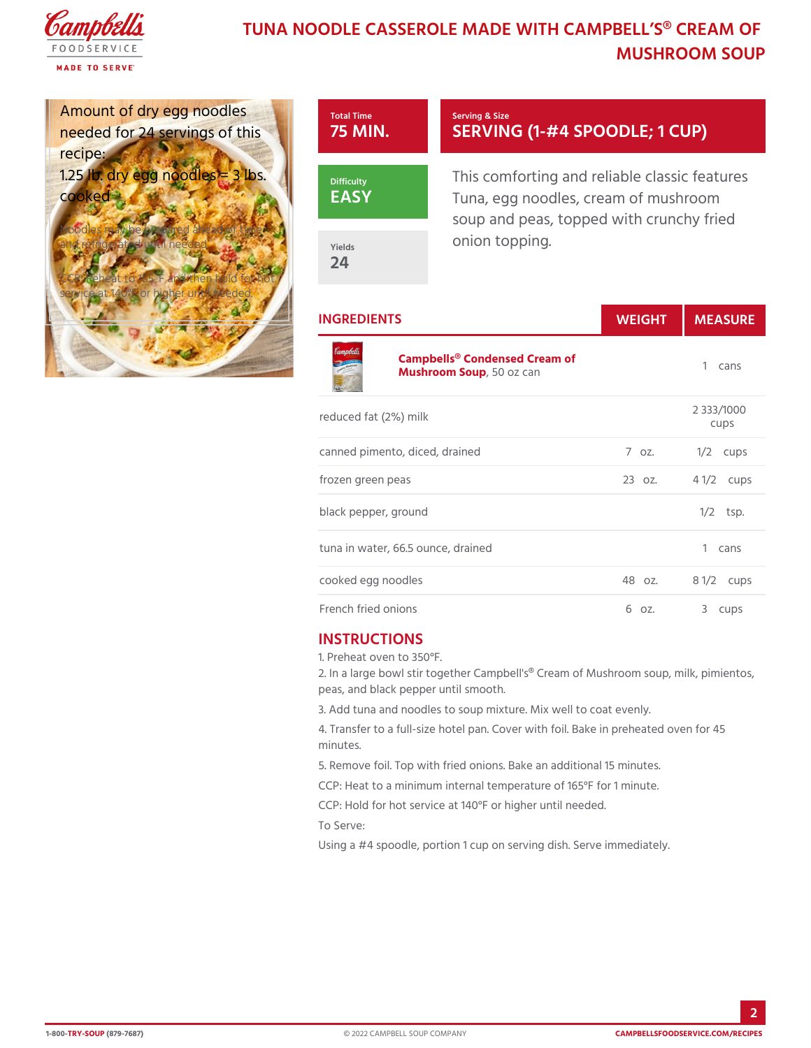# TUNA NOODLE CASSEROLE MADE WITH CAMPBELL'S® CREAM OF MUSHROOM SOUP

Amount of dry egg noodles needed for 24 servings of this recipe:
1.25 lb. dry egg noodles = 3 lbs. cooked

Noodles may be prepared ahead of time and refrigerated until needed.

CCP: Reheat to 165°F and then hold for hot service at 140°F or higher until needed.

Total Time
**75 MIN.**

Serving & Size
**SERVING (1-#4 SPOODLE; 1 CUP)**

Difficulty
**EASY**

Yields
**24**

This comforting and reliable classic features Tuna, egg noodles, cream of mushroom soup and peas, topped with crunchy fried onion topping.

## INGREDIENTS

| INGREDIENTS | WEIGHT | MEASURE |
|---|---|---|
| **Campbells® Condensed Cream of Mushroom Soup**, 50 oz can | | 1 cans |
| reduced fat (2%) milk | | 2 333/1000 cups |
| canned pimento, diced, drained | 7 oz. | 1/2 cups |
| frozen green peas | 23 oz. | 4 1/2 cups |
| black pepper, ground | | 1/2 tsp. |
| tuna in water, 66.5 ounce, drained | | 1 cans |
| cooked egg noodles | 48 oz. | 8 1/2 cups |
| French fried onions | 6 oz. | 3 cups |

## INSTRUCTIONS

1. Preheat oven to 350°F.
2. In a large bowl stir together Campbell's® Cream of Mushroom soup, milk, pimientos, peas, and black pepper until smooth.
3. Add tuna and noodles to soup mixture. Mix well to coat evenly.
4. Transfer to a full-size hotel pan. Cover with foil. Bake in preheated oven for 45 minutes.
5. Remove foil. Top with fried onions. Bake an additional 15 minutes.

CCP: Heat to a minimum internal temperature of 165°F for 1 minute.

CCP: Hold for hot service at 140°F or higher until needed.

To Serve:

Using a #4 spoodle, portion 1 cup on serving dish. Serve immediately.